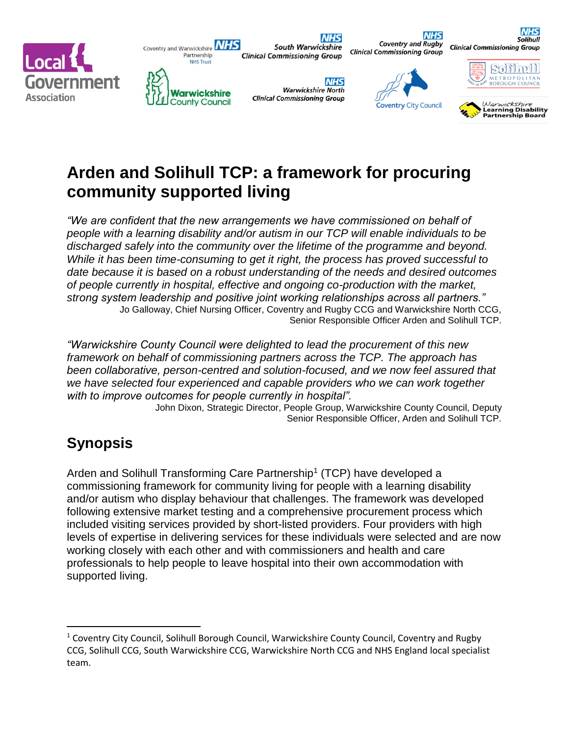# Arden and Solihull TCP: a framework for procuring community supported living

*"We are confident that the new arrangements we have commissioned on behalf of people with a learning disability and/or autism in our TCP will enable individuals to be discharged safely into the community over the lifetime of the programme and beyond. While it has been time-consuming to get it right, the process has proved successful to date because it is based on a robust understanding of the needs and desired outcomes of people currently in hospital, effective and ongoing co-production with the market, strong system leadership and positive joint working relationships across all partners."*

Jo Galloway, Chief Nursing Officer, Coventry and Rugby CCG and Warwickshire North CCG, Senior Responsible Officer Arden and Solihull TCP.

*"Warwickshire County Council were delighted to lead the procurement of this new framework on behalf of commissioning partners across the TCP. The approach has been collaborative, person-centred and solution-focused, and we now feel assured that we have selected four experienced and capable providers who we can work together with to improve outcomes for people currently in hospital".*

John Dixon, Strategic Director, People Group, Warwickshire County Council, Deputy Senior Responsible Officer, Arden and Solihull TCP.

## Synopsis

Arden and Solihull Transforming Care Partnership[1] (TCP) have developed a commissioning framework for community living for people with a learning disability and/or autism who display behaviour that challenges. The framework was developed following extensive market testing and a comprehensive procurement process which included visiting services provided by short-listed providers. Four providers with high levels of expertise in delivering services for these individuals were selected and are now working closely with each other and with commissioners and health and care professionals to help people to leave hospital into their own accommodation with supported living.

[1] Coventry City Council, Solihull Borough Council, Warwickshire County Council, Coventry and Rugby CCG, Solihull CCG, South Warwickshire CCG, Warwickshire North CCG and NHS England local specialist team.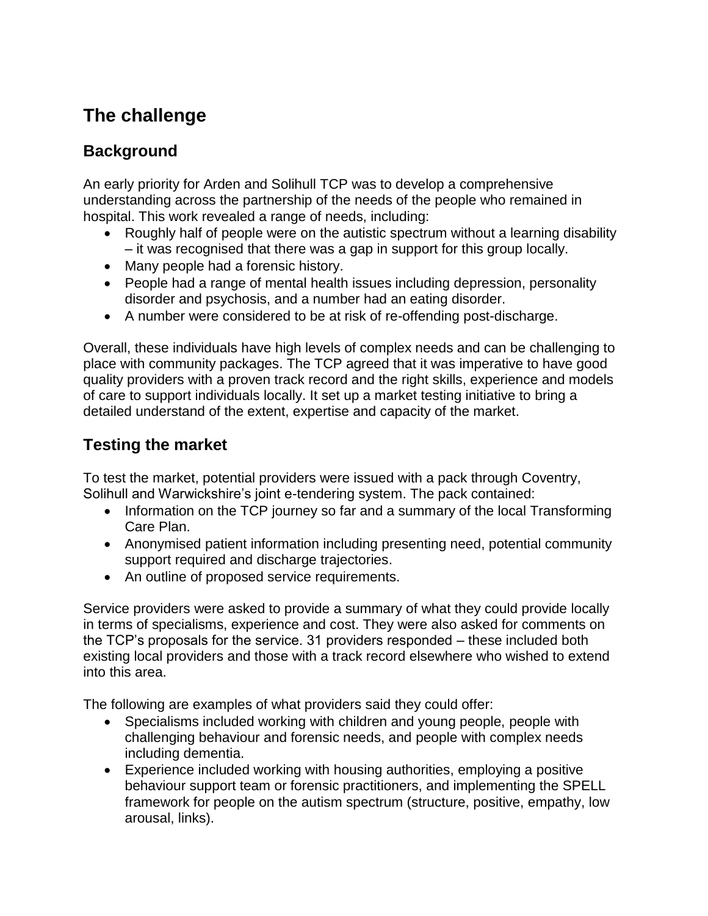# The challenge

## Background

An early priority for Arden and Solihull TCP was to develop a comprehensive understanding across the partnership of the needs of the people who remained in hospital. This work revealed a range of needs, including:

- Roughly half of people were on the autistic spectrum without a learning disability – it was recognised that there was a gap in support for this group locally.
- Many people had a forensic history.
- People had a range of mental health issues including depression, personality disorder and psychosis, and a number had an eating disorder.
- A number were considered to be at risk of re-offending post-discharge.

Overall, these individuals have high levels of complex needs and can be challenging to place with community packages. The TCP agreed that it was imperative to have good quality providers with a proven track record and the right skills, experience and models of care to support individuals locally. It set up a market testing initiative to bring a detailed understand of the extent, expertise and capacity of the market.

## Testing the market

To test the market, potential providers were issued with a pack through Coventry, Solihull and Warwickshire's joint e-tendering system. The pack contained:

- Information on the TCP journey so far and a summary of the local Transforming Care Plan.
- Anonymised patient information including presenting need, potential community support required and discharge trajectories.
- An outline of proposed service requirements.

Service providers were asked to provide a summary of what they could provide locally in terms of specialisms, experience and cost. They were also asked for comments on the TCP's proposals for the service. 31 providers responded – these included both existing local providers and those with a track record elsewhere who wished to extend into this area.

The following are examples of what providers said they could offer:

- Specialisms included working with children and young people, people with challenging behaviour and forensic needs, and people with complex needs including dementia.
- Experience included working with housing authorities, employing a positive behaviour support team or forensic practitioners, and implementing the SPELL framework for people on the autism spectrum (structure, positive, empathy, low arousal, links).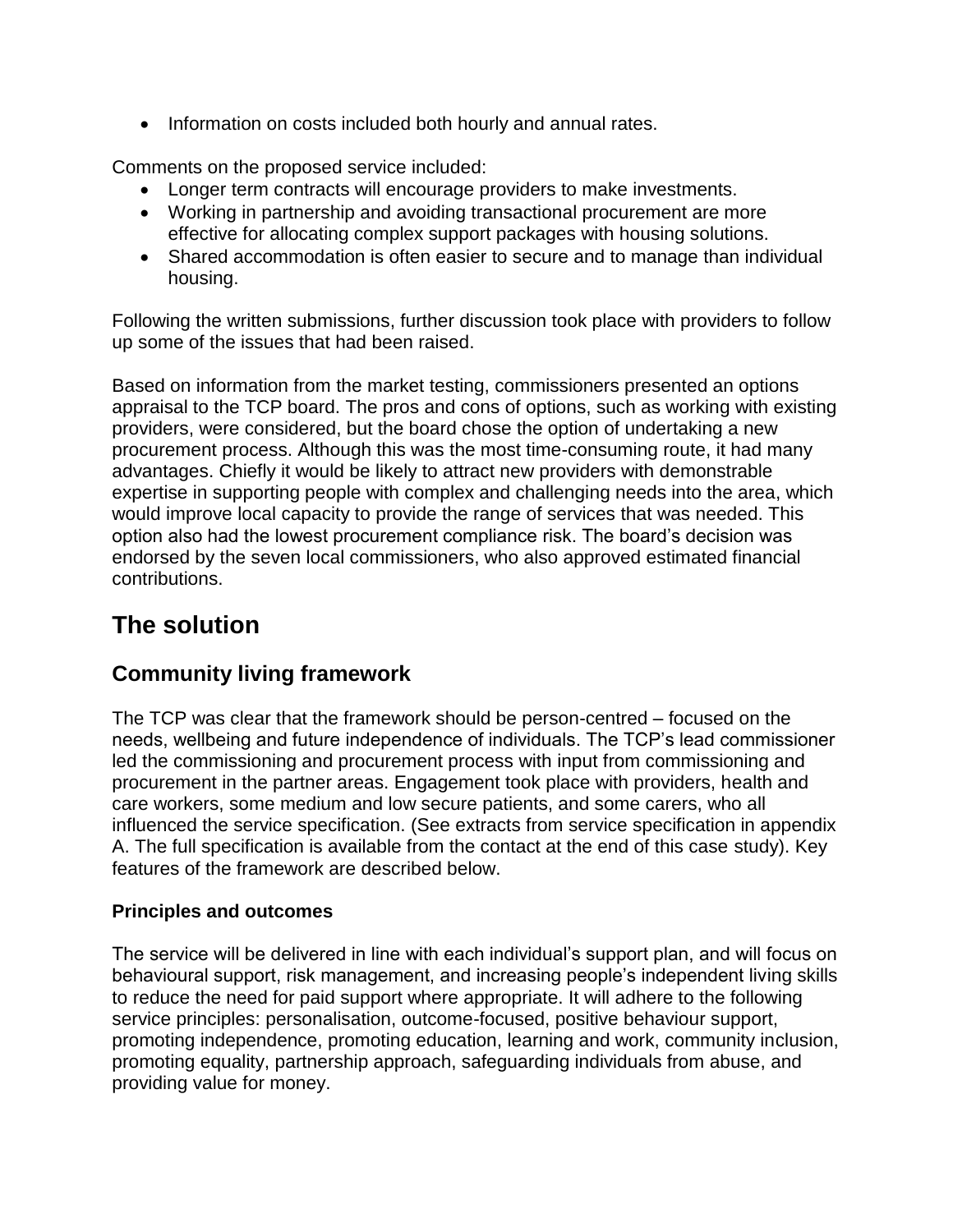- Information on costs included both hourly and annual rates.

Comments on the proposed service included:

- Longer term contracts will encourage providers to make investments.
- Working in partnership and avoiding transactional procurement are more effective for allocating complex support packages with housing solutions.
- Shared accommodation is often easier to secure and to manage than individual housing.

Following the written submissions, further discussion took place with providers to follow up some of the issues that had been raised.

Based on information from the market testing, commissioners presented an options appraisal to the TCP board. The pros and cons of options, such as working with existing providers, were considered, but the board chose the option of undertaking a new procurement process. Although this was the most time-consuming route, it had many advantages. Chiefly it would be likely to attract new providers with demonstrable expertise in supporting people with complex and challenging needs into the area, which would improve local capacity to provide the range of services that was needed. This option also had the lowest procurement compliance risk. The board's decision was endorsed by the seven local commissioners, who also approved estimated financial contributions.

# The solution

## Community living framework

The TCP was clear that the framework should be person-centred – focused on the needs, wellbeing and future independence of individuals. The TCP's lead commissioner led the commissioning and procurement process with input from commissioning and procurement in the partner areas. Engagement took place with providers, health and care workers, some medium and low secure patients, and some carers, who all influenced the service specification. (See extracts from service specification in appendix A. The full specification is available from the contact at the end of this case study). Key features of the framework are described below.

### Principles and outcomes

The service will be delivered in line with each individual's support plan, and will focus on behavioural support, risk management, and increasing people's independent living skills to reduce the need for paid support where appropriate. It will adhere to the following service principles: personalisation, outcome-focused, positive behaviour support, promoting independence, promoting education, learning and work, community inclusion, promoting equality, partnership approach, safeguarding individuals from abuse, and providing value for money.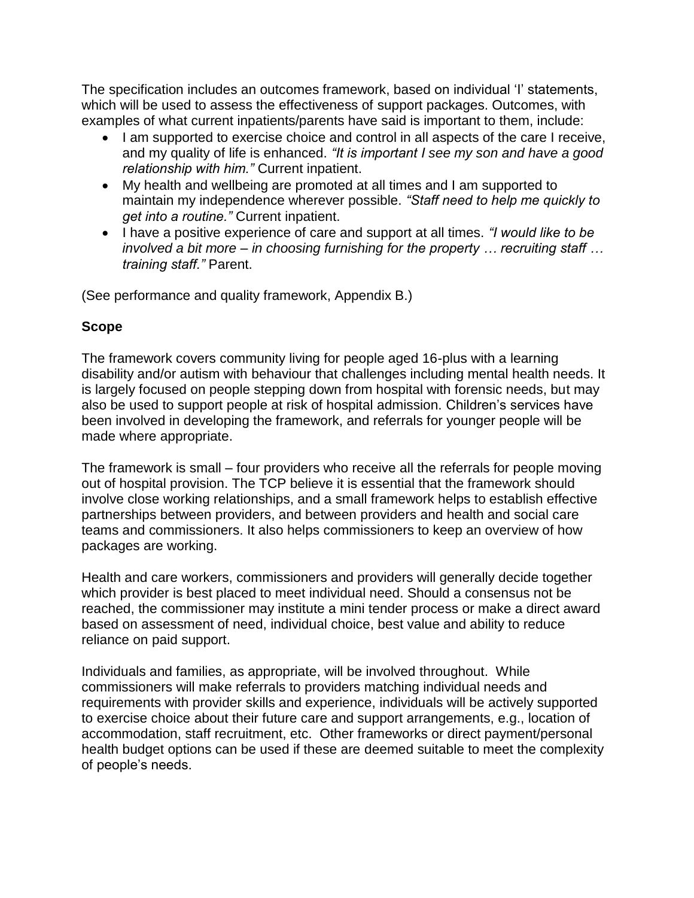The specification includes an outcomes framework, based on individual 'I' statements, which will be used to assess the effectiveness of support packages. Outcomes, with examples of what current inpatients/parents have said is important to them, include:

- I am supported to exercise choice and control in all aspects of the care I receive, and my quality of life is enhanced. *"It is important I see my son and have a good relationship with him."* Current inpatient.
- My health and wellbeing are promoted at all times and I am supported to maintain my independence wherever possible. *"Staff need to help me quickly to get into a routine."* Current inpatient.
- I have a positive experience of care and support at all times. *"I would like to be involved a bit more – in choosing furnishing for the property … recruiting staff … training staff."* Parent.

(See performance and quality framework, Appendix B.)

**Scope**

The framework covers community living for people aged 16-plus with a learning disability and/or autism with behaviour that challenges including mental health needs. It is largely focused on people stepping down from hospital with forensic needs, but may also be used to support people at risk of hospital admission. Children's services have been involved in developing the framework, and referrals for younger people will be made where appropriate.

The framework is small – four providers who receive all the referrals for people moving out of hospital provision. The TCP believe it is essential that the framework should involve close working relationships, and a small framework helps to establish effective partnerships between providers, and between providers and health and social care teams and commissioners. It also helps commissioners to keep an overview of how packages are working.

Health and care workers, commissioners and providers will generally decide together which provider is best placed to meet individual need. Should a consensus not be reached, the commissioner may institute a mini tender process or make a direct award based on assessment of need, individual choice, best value and ability to reduce reliance on paid support.

Individuals and families, as appropriate, will be involved throughout. While commissioners will make referrals to providers matching individual needs and requirements with provider skills and experience, individuals will be actively supported to exercise choice about their future care and support arrangements, e.g., location of accommodation, staff recruitment, etc. Other frameworks or direct payment/personal health budget options can be used if these are deemed suitable to meet the complexity of people's needs.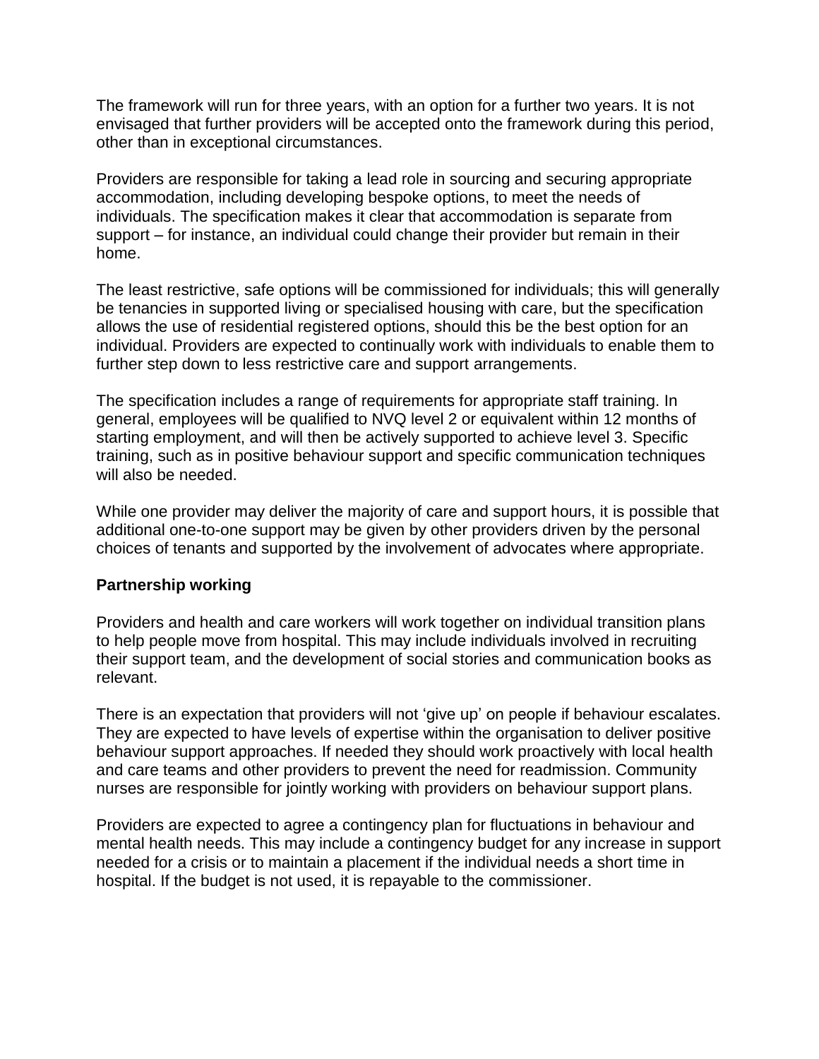The framework will run for three years, with an option for a further two years. It is not envisaged that further providers will be accepted onto the framework during this period, other than in exceptional circumstances.

Providers are responsible for taking a lead role in sourcing and securing appropriate accommodation, including developing bespoke options, to meet the needs of individuals. The specification makes it clear that accommodation is separate from support – for instance, an individual could change their provider but remain in their home.

The least restrictive, safe options will be commissioned for individuals; this will generally be tenancies in supported living or specialised housing with care, but the specification allows the use of residential registered options, should this be the best option for an individual. Providers are expected to continually work with individuals to enable them to further step down to less restrictive care and support arrangements.

The specification includes a range of requirements for appropriate staff training. In general, employees will be qualified to NVQ level 2 or equivalent within 12 months of starting employment, and will then be actively supported to achieve level 3. Specific training, such as in positive behaviour support and specific communication techniques will also be needed.

While one provider may deliver the majority of care and support hours, it is possible that additional one-to-one support may be given by other providers driven by the personal choices of tenants and supported by the involvement of advocates where appropriate.

**Partnership working**

Providers and health and care workers will work together on individual transition plans to help people move from hospital. This may include individuals involved in recruiting their support team, and the development of social stories and communication books as relevant.

There is an expectation that providers will not 'give up' on people if behaviour escalates. They are expected to have levels of expertise within the organisation to deliver positive behaviour support approaches. If needed they should work proactively with local health and care teams and other providers to prevent the need for readmission. Community nurses are responsible for jointly working with providers on behaviour support plans.

Providers are expected to agree a contingency plan for fluctuations in behaviour and mental health needs. This may include a contingency budget for any increase in support needed for a crisis or to maintain a placement if the individual needs a short time in hospital. If the budget is not used, it is repayable to the commissioner.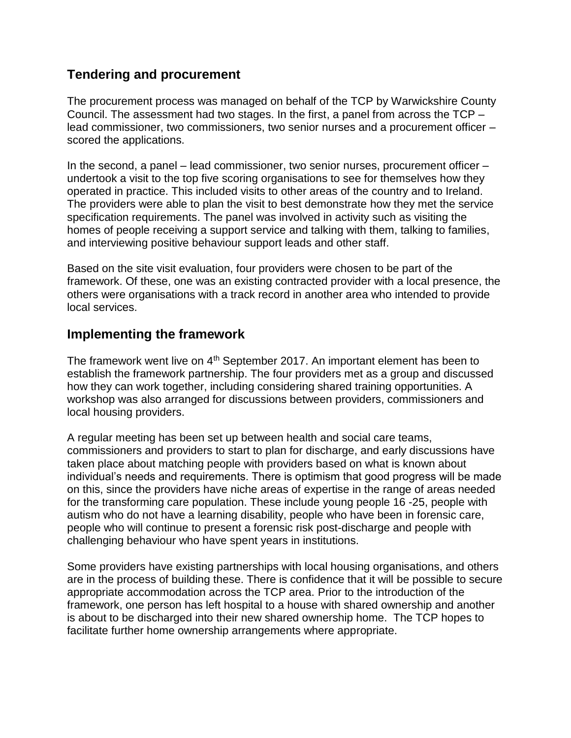## Tendering and procurement

The procurement process was managed on behalf of the TCP by Warwickshire County Council. The assessment had two stages. In the first, a panel from across the TCP – lead commissioner, two commissioners, two senior nurses and a procurement officer – scored the applications.

In the second, a panel – lead commissioner, two senior nurses, procurement officer – undertook a visit to the top five scoring organisations to see for themselves how they operated in practice. This included visits to other areas of the country and to Ireland. The providers were able to plan the visit to best demonstrate how they met the service specification requirements. The panel was involved in activity such as visiting the homes of people receiving a support service and talking with them, talking to families, and interviewing positive behaviour support leads and other staff.

Based on the site visit evaluation, four providers were chosen to be part of the framework. Of these, one was an existing contracted provider with a local presence, the others were organisations with a track record in another area who intended to provide local services.

## Implementing the framework

The framework went live on 4th September 2017. An important element has been to establish the framework partnership. The four providers met as a group and discussed how they can work together, including considering shared training opportunities. A workshop was also arranged for discussions between providers, commissioners and local housing providers.

A regular meeting has been set up between health and social care teams, commissioners and providers to start to plan for discharge, and early discussions have taken place about matching people with providers based on what is known about individual's needs and requirements. There is optimism that good progress will be made on this, since the providers have niche areas of expertise in the range of areas needed for the transforming care population. These include young people 16 -25, people with autism who do not have a learning disability, people who have been in forensic care, people who will continue to present a forensic risk post-discharge and people with challenging behaviour who have spent years in institutions.

Some providers have existing partnerships with local housing organisations, and others are in the process of building these. There is confidence that it will be possible to secure appropriate accommodation across the TCP area. Prior to the introduction of the framework, one person has left hospital to a house with shared ownership and another is about to be discharged into their new shared ownership home. The TCP hopes to facilitate further home ownership arrangements where appropriate.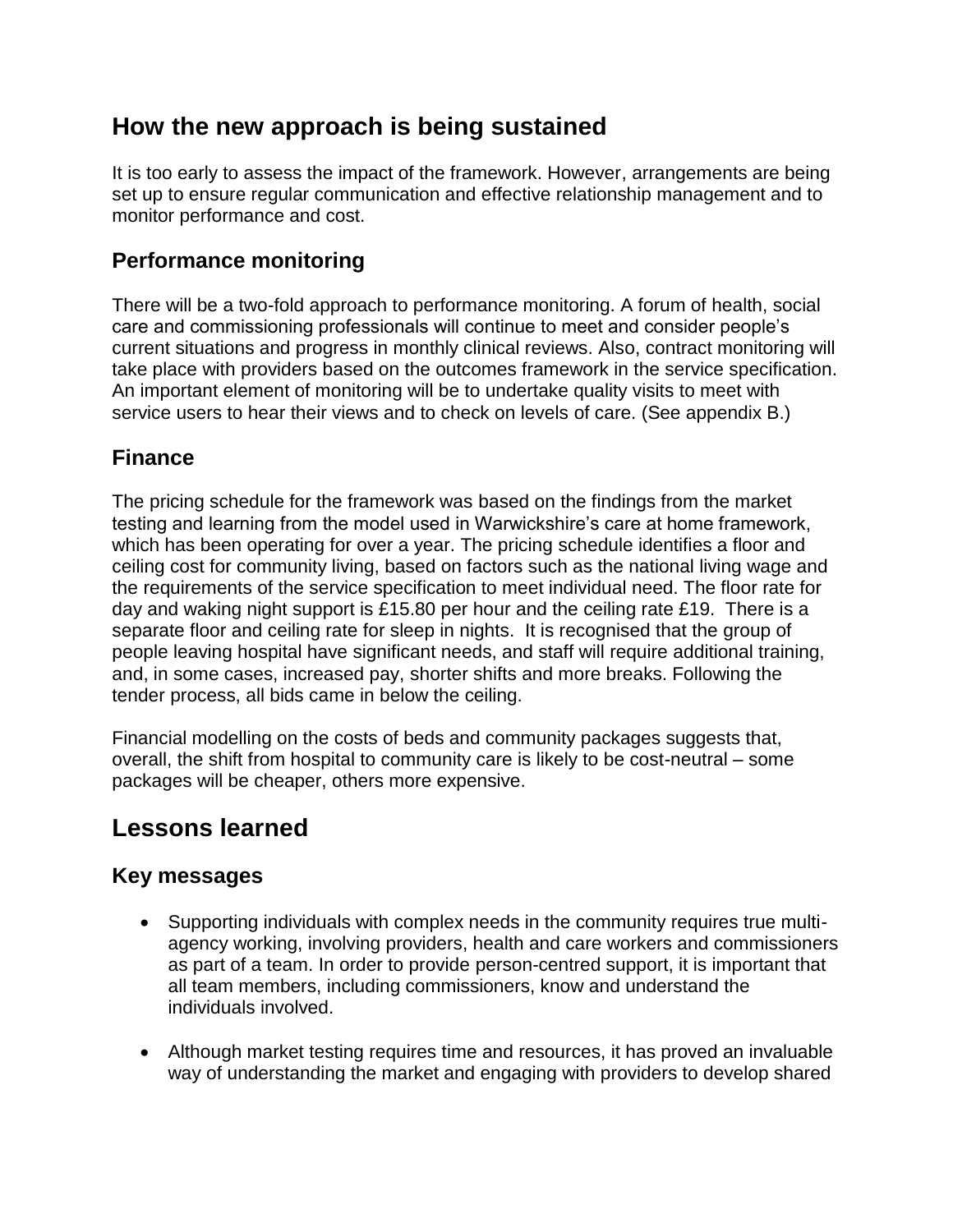## How the new approach is being sustained

It is too early to assess the impact of the framework. However, arrangements are being set up to ensure regular communication and effective relationship management and to monitor performance and cost.

### Performance monitoring

There will be a two-fold approach to performance monitoring. A forum of health, social care and commissioning professionals will continue to meet and consider people's current situations and progress in monthly clinical reviews. Also, contract monitoring will take place with providers based on the outcomes framework in the service specification. An important element of monitoring will be to undertake quality visits to meet with service users to hear their views and to check on levels of care. (See appendix B.)

### Finance

The pricing schedule for the framework was based on the findings from the market testing and learning from the model used in Warwickshire's care at home framework, which has been operating for over a year. The pricing schedule identifies a floor and ceiling cost for community living, based on factors such as the national living wage and the requirements of the service specification to meet individual need. The floor rate for day and waking night support is £15.80 per hour and the ceiling rate £19. There is a separate floor and ceiling rate for sleep in nights. It is recognised that the group of people leaving hospital have significant needs, and staff will require additional training, and, in some cases, increased pay, shorter shifts and more breaks. Following the tender process, all bids came in below the ceiling.

Financial modelling on the costs of beds and community packages suggests that, overall, the shift from hospital to community care is likely to be cost-neutral – some packages will be cheaper, others more expensive.

## Lessons learned

### Key messages

- Supporting individuals with complex needs in the community requires true multi-agency working, involving providers, health and care workers and commissioners as part of a team. In order to provide person-centred support, it is important that all team members, including commissioners, know and understand the individuals involved.
- Although market testing requires time and resources, it has proved an invaluable way of understanding the market and engaging with providers to develop shared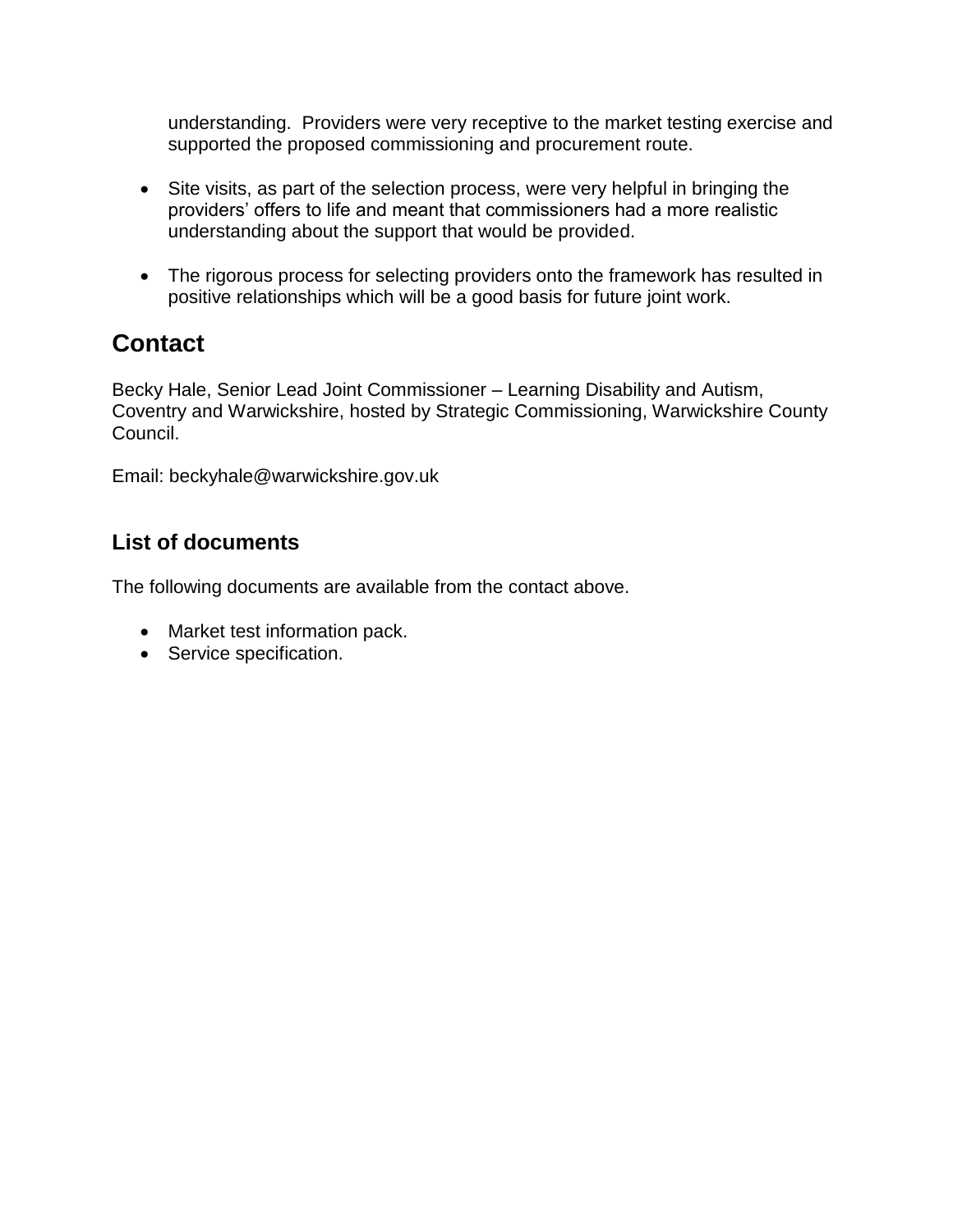understanding. Providers were very receptive to the market testing exercise and supported the proposed commissioning and procurement route.

- Site visits, as part of the selection process, were very helpful in bringing the providers' offers to life and meant that commissioners had a more realistic understanding about the support that would be provided.

- The rigorous process for selecting providers onto the framework has resulted in positive relationships which will be a good basis for future joint work.

# Contact

Becky Hale, Senior Lead Joint Commissioner – Learning Disability and Autism, Coventry and Warwickshire, hosted by Strategic Commissioning, Warwickshire County Council.

Email: beckyhale@warwickshire.gov.uk

## List of documents

The following documents are available from the contact above.

- Market test information pack.
- Service specification.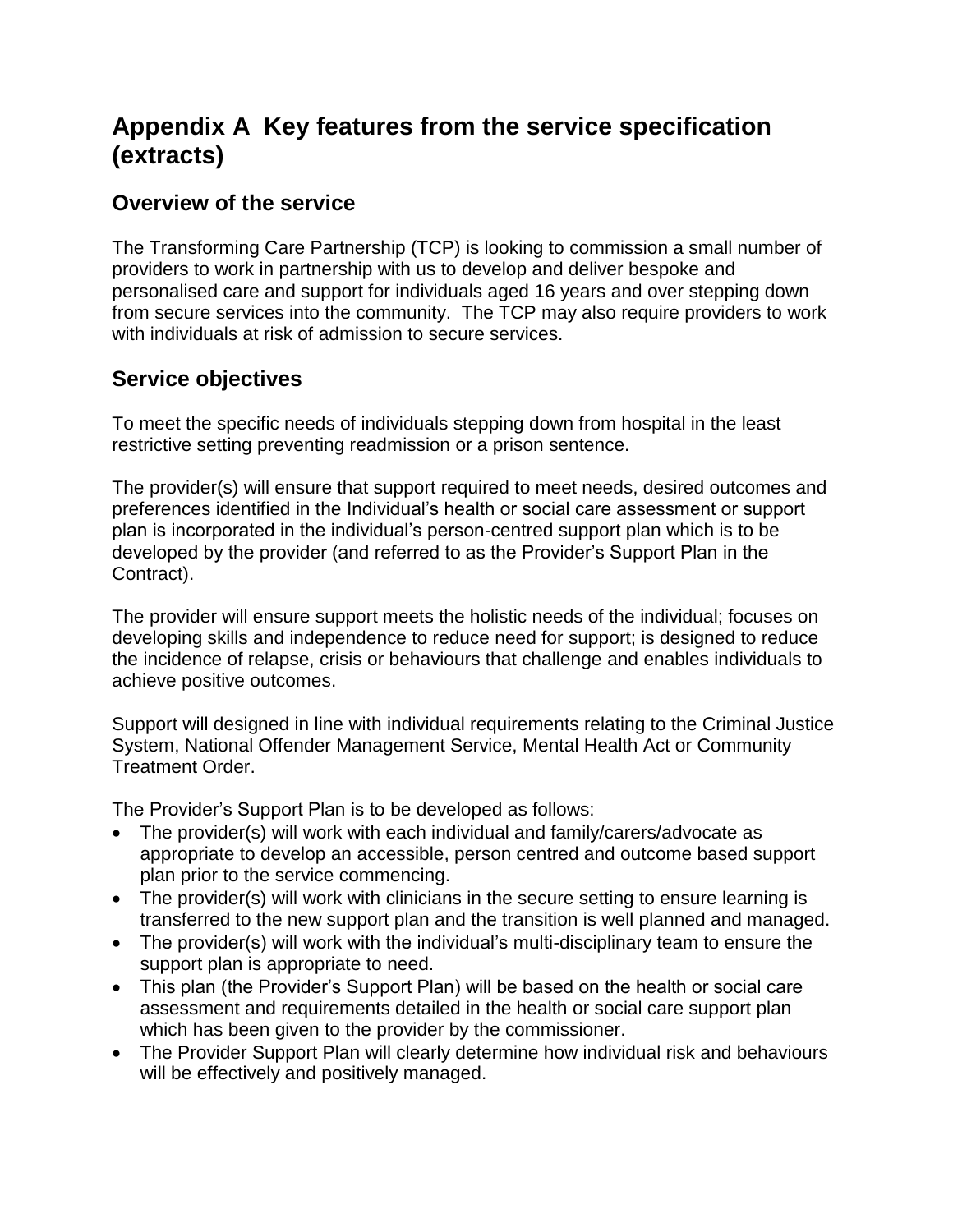# Appendix A  Key features from the service specification (extracts)

## Overview of the service

The Transforming Care Partnership (TCP) is looking to commission a small number of providers to work in partnership with us to develop and deliver bespoke and personalised care and support for individuals aged 16 years and over stepping down from secure services into the community.  The TCP may also require providers to work with individuals at risk of admission to secure services.

## Service objectives

To meet the specific needs of individuals stepping down from hospital in the least restrictive setting preventing readmission or a prison sentence.

The provider(s) will ensure that support required to meet needs, desired outcomes and preferences identified in the Individual's health or social care assessment or support plan is incorporated in the individual's person-centred support plan which is to be developed by the provider (and referred to as the Provider's Support Plan in the Contract).

The provider will ensure support meets the holistic needs of the individual; focuses on developing skills and independence to reduce need for support; is designed to reduce the incidence of relapse, crisis or behaviours that challenge and enables individuals to achieve positive outcomes.

Support will designed in line with individual requirements relating to the Criminal Justice System, National Offender Management Service, Mental Health Act or Community Treatment Order.

The Provider's Support Plan is to be developed as follows:

- The provider(s) will work with each individual and family/carers/advocate as appropriate to develop an accessible, person centred and outcome based support plan prior to the service commencing.
- The provider(s) will work with clinicians in the secure setting to ensure learning is transferred to the new support plan and the transition is well planned and managed.
- The provider(s) will work with the individual's multi-disciplinary team to ensure the support plan is appropriate to need.
- This plan (the Provider's Support Plan) will be based on the health or social care assessment and requirements detailed in the health or social care support plan which has been given to the provider by the commissioner.
- The Provider Support Plan will clearly determine how individual risk and behaviours will be effectively and positively managed.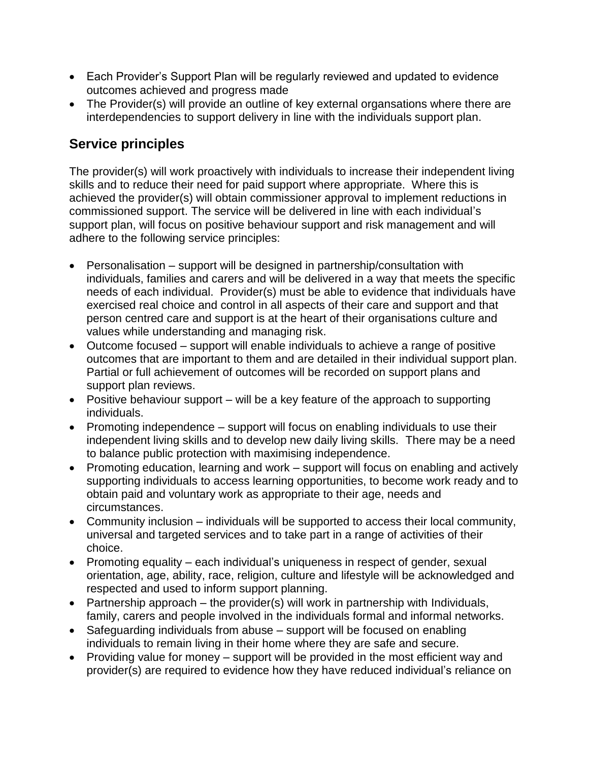- Each Provider's Support Plan will be regularly reviewed and updated to evidence outcomes achieved and progress made
- The Provider(s) will provide an outline of key external organsations where there are interdependencies to support delivery in line with the individuals support plan.

## Service principles

The provider(s) will work proactively with individuals to increase their independent living skills and to reduce their need for paid support where appropriate. Where this is achieved the provider(s) will obtain commissioner approval to implement reductions in commissioned support. The service will be delivered in line with each individual's support plan, will focus on positive behaviour support and risk management and will adhere to the following service principles:

- Personalisation – support will be designed in partnership/consultation with individuals, families and carers and will be delivered in a way that meets the specific needs of each individual. Provider(s) must be able to evidence that individuals have exercised real choice and control in all aspects of their care and support and that person centred care and support is at the heart of their organisations culture and values while understanding and managing risk.
- Outcome focused – support will enable individuals to achieve a range of positive outcomes that are important to them and are detailed in their individual support plan. Partial or full achievement of outcomes will be recorded on support plans and support plan reviews.
- Positive behaviour support – will be a key feature of the approach to supporting individuals.
- Promoting independence – support will focus on enabling individuals to use their independent living skills and to develop new daily living skills. There may be a need to balance public protection with maximising independence.
- Promoting education, learning and work – support will focus on enabling and actively supporting individuals to access learning opportunities, to become work ready and to obtain paid and voluntary work as appropriate to their age, needs and circumstances.
- Community inclusion – individuals will be supported to access their local community, universal and targeted services and to take part in a range of activities of their choice.
- Promoting equality – each individual's uniqueness in respect of gender, sexual orientation, age, ability, race, religion, culture and lifestyle will be acknowledged and respected and used to inform support planning.
- Partnership approach – the provider(s) will work in partnership with Individuals, family, carers and people involved in the individuals formal and informal networks.
- Safeguarding individuals from abuse – support will be focused on enabling individuals to remain living in their home where they are safe and secure.
- Providing value for money – support will be provided in the most efficient way and provider(s) are required to evidence how they have reduced individual's reliance on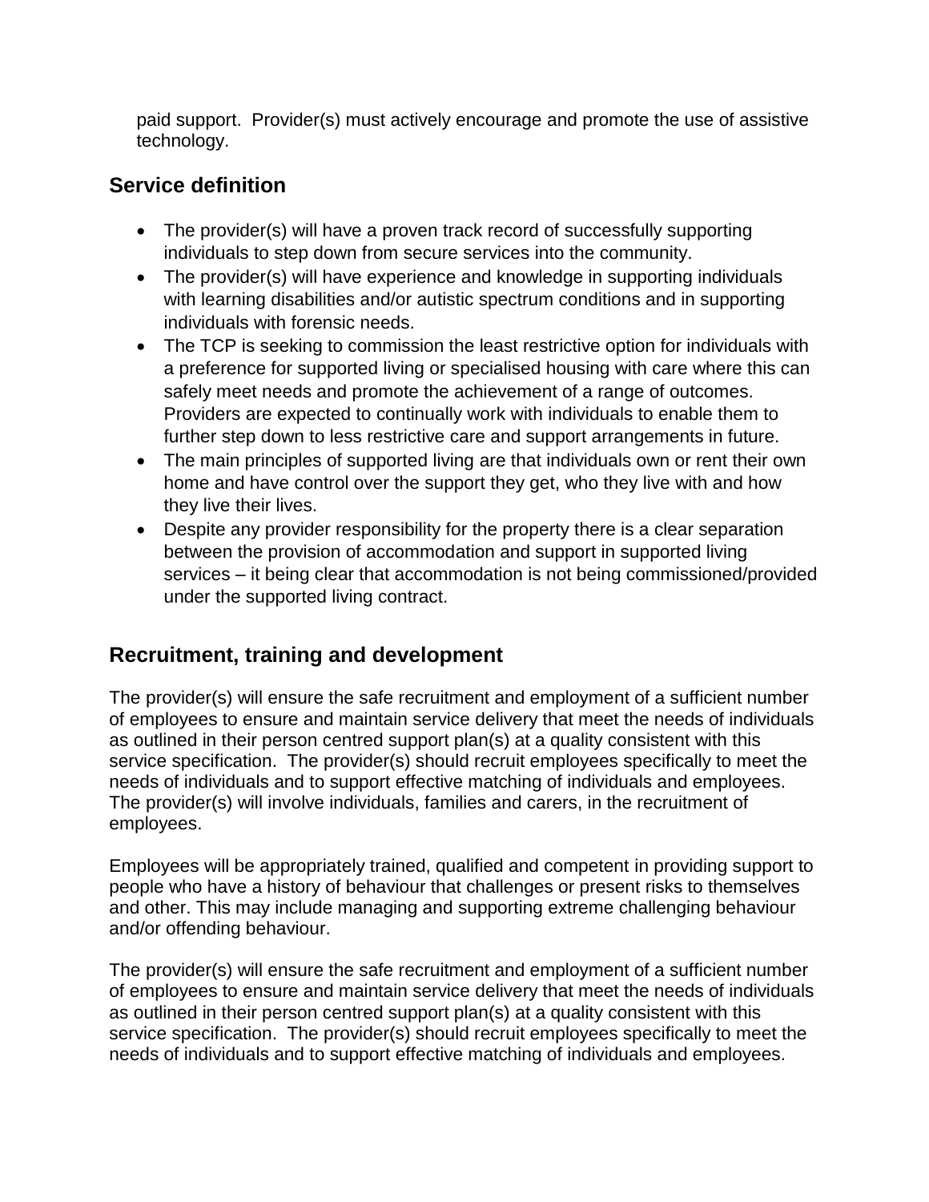paid support. Provider(s) must actively encourage and promote the use of assistive technology.

## Service definition

- The provider(s) will have a proven track record of successfully supporting individuals to step down from secure services into the community.
- The provider(s) will have experience and knowledge in supporting individuals with learning disabilities and/or autistic spectrum conditions and in supporting individuals with forensic needs.
- The TCP is seeking to commission the least restrictive option for individuals with a preference for supported living or specialised housing with care where this can safely meet needs and promote the achievement of a range of outcomes. Providers are expected to continually work with individuals to enable them to further step down to less restrictive care and support arrangements in future.
- The main principles of supported living are that individuals own or rent their own home and have control over the support they get, who they live with and how they live their lives.
- Despite any provider responsibility for the property there is a clear separation between the provision of accommodation and support in supported living services – it being clear that accommodation is not being commissioned/provided under the supported living contract.

## Recruitment, training and development

The provider(s) will ensure the safe recruitment and employment of a sufficient number of employees to ensure and maintain service delivery that meet the needs of individuals as outlined in their person centred support plan(s) at a quality consistent with this service specification. The provider(s) should recruit employees specifically to meet the needs of individuals and to support effective matching of individuals and employees. The provider(s) will involve individuals, families and carers, in the recruitment of employees.

Employees will be appropriately trained, qualified and competent in providing support to people who have a history of behaviour that challenges or present risks to themselves and other. This may include managing and supporting extreme challenging behaviour and/or offending behaviour.

The provider(s) will ensure the safe recruitment and employment of a sufficient number of employees to ensure and maintain service delivery that meet the needs of individuals as outlined in their person centred support plan(s) at a quality consistent with this service specification. The provider(s) should recruit employees specifically to meet the needs of individuals and to support effective matching of individuals and employees.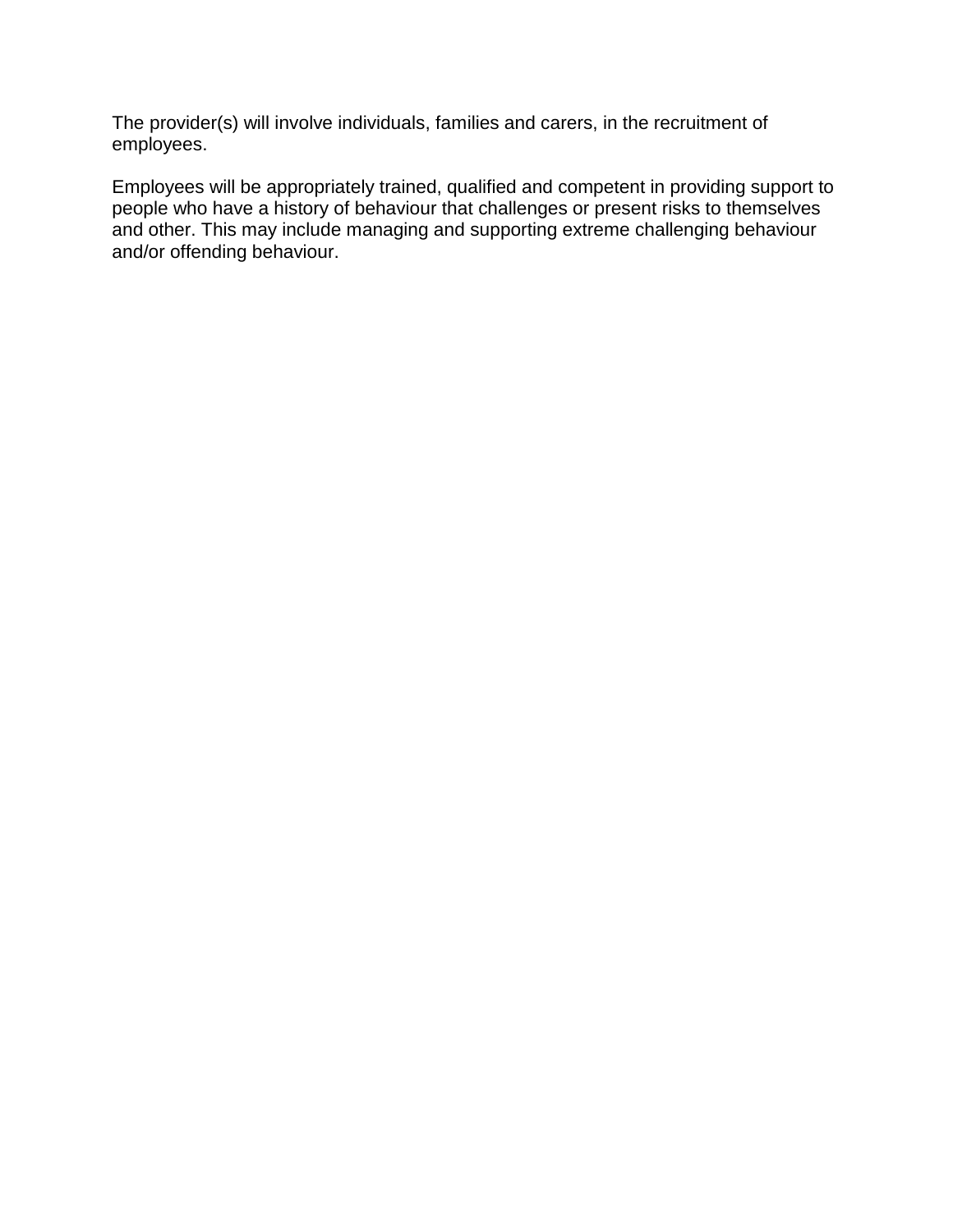The provider(s) will involve individuals, families and carers, in the recruitment of employees.

Employees will be appropriately trained, qualified and competent in providing support to people who have a history of behaviour that challenges or present risks to themselves and other. This may include managing and supporting extreme challenging behaviour and/or offending behaviour.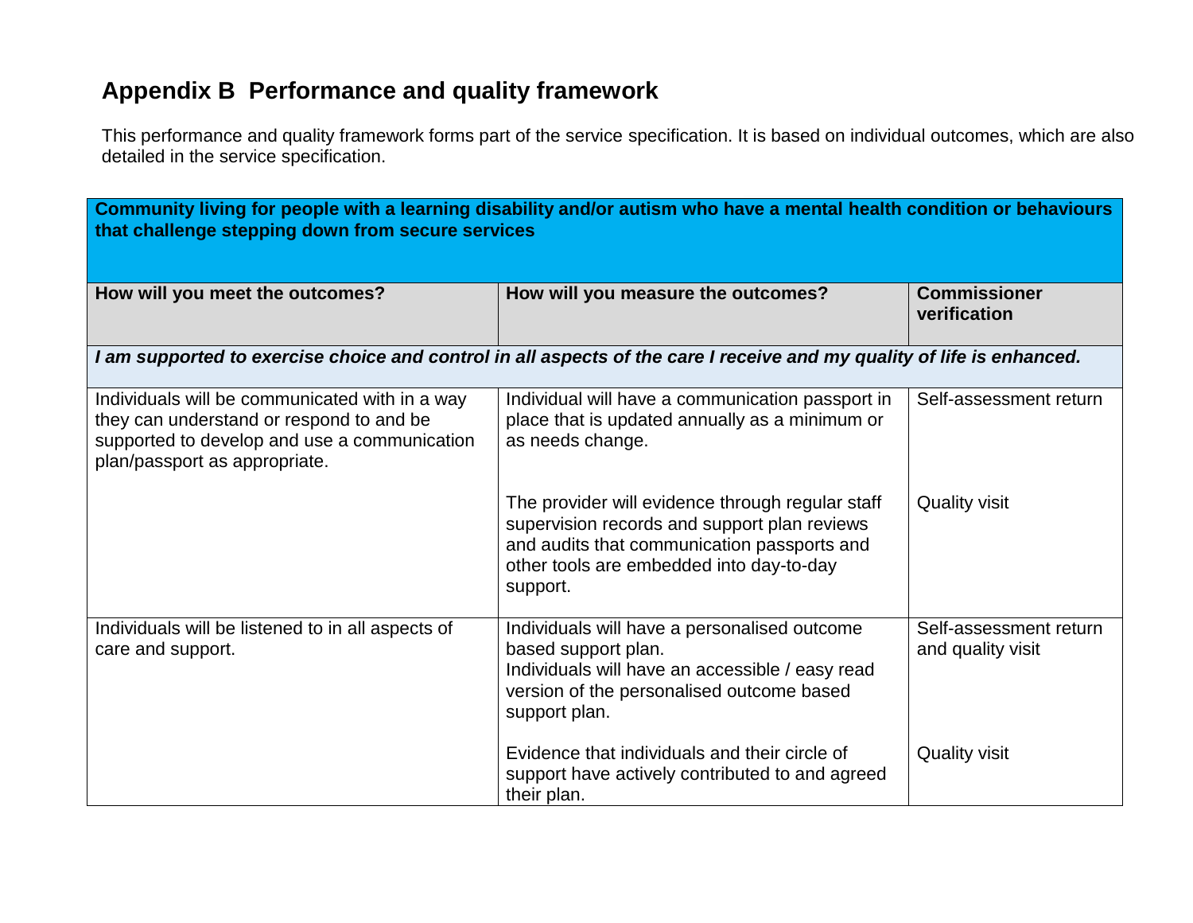## Appendix B  Performance and quality framework

This performance and quality framework forms part of the service specification. It is based on individual outcomes, which are also detailed in the service specification.

| **Community living for people with a learning disability and/or autism who have a mental health condition or behaviours that challenge stepping down from secure services** | | |
|---|---|---|
| **How will you meet the outcomes?** | **How will you measure the outcomes?** | **Commissioner verification** |
| ***I am supported to exercise choice and control in all aspects of the care I receive and my quality of life is enhanced.*** | | |
| Individuals will be communicated with in a way they can understand or respond to and be supported to develop and use a communication plan/passport as appropriate. | Individual will have a communication passport in place that is updated annually as a minimum or as needs change. | Self-assessment return |
| | The provider will evidence through regular staff supervision records and support plan reviews and audits that communication passports and other tools are embedded into day-to-day support. | Quality visit |
| Individuals will be listened to in all aspects of care and support. | Individuals will have a personalised outcome based support plan.<br>Individuals will have an accessible / easy read version of the personalised outcome based support plan. | Self-assessment return and quality visit |
| | Evidence that individuals and their circle of support have actively contributed to and agreed their plan. | Quality visit |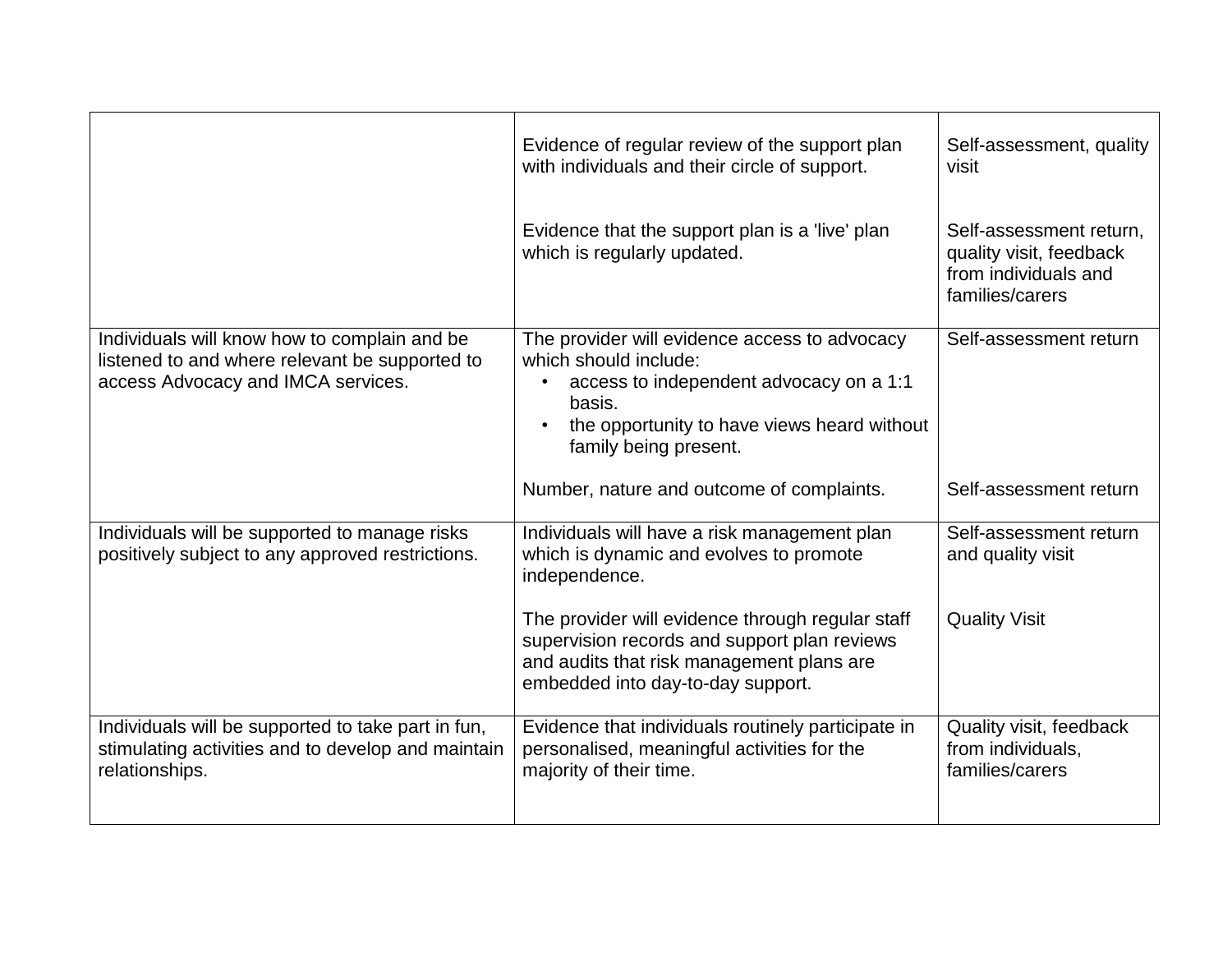| | | |
|---|---|---|
| | Evidence of regular review of the support plan with individuals and their circle of support.<br><br>Evidence that the support plan is a 'live' plan which is regularly updated. | Self-assessment, quality visit<br><br>Self-assessment return, quality visit, feedback from individuals and families/carers |
| Individuals will know how to complain and be listened to and where relevant be supported to access Advocacy and IMCA services. | The provider will evidence access to advocacy which should include:<br>• access to independent advocacy on a 1:1 basis.<br>• the opportunity to have views heard without family being present.<br><br>Number, nature and outcome of complaints. | Self-assessment return<br><br>Self-assessment return |
| Individuals will be supported to manage risks positively subject to any approved restrictions. | Individuals will have a risk management plan which is dynamic and evolves to promote independence.<br><br>The provider will evidence through regular staff supervision records and support plan reviews and audits that risk management plans are embedded into day-to-day support. | Self-assessment return and quality visit<br><br>Quality Visit |
| Individuals will be supported to take part in fun, stimulating activities and to develop and maintain relationships. | Evidence that individuals routinely participate in personalised, meaningful activities for the majority of their time. | Quality visit, feedback from individuals, families/carers |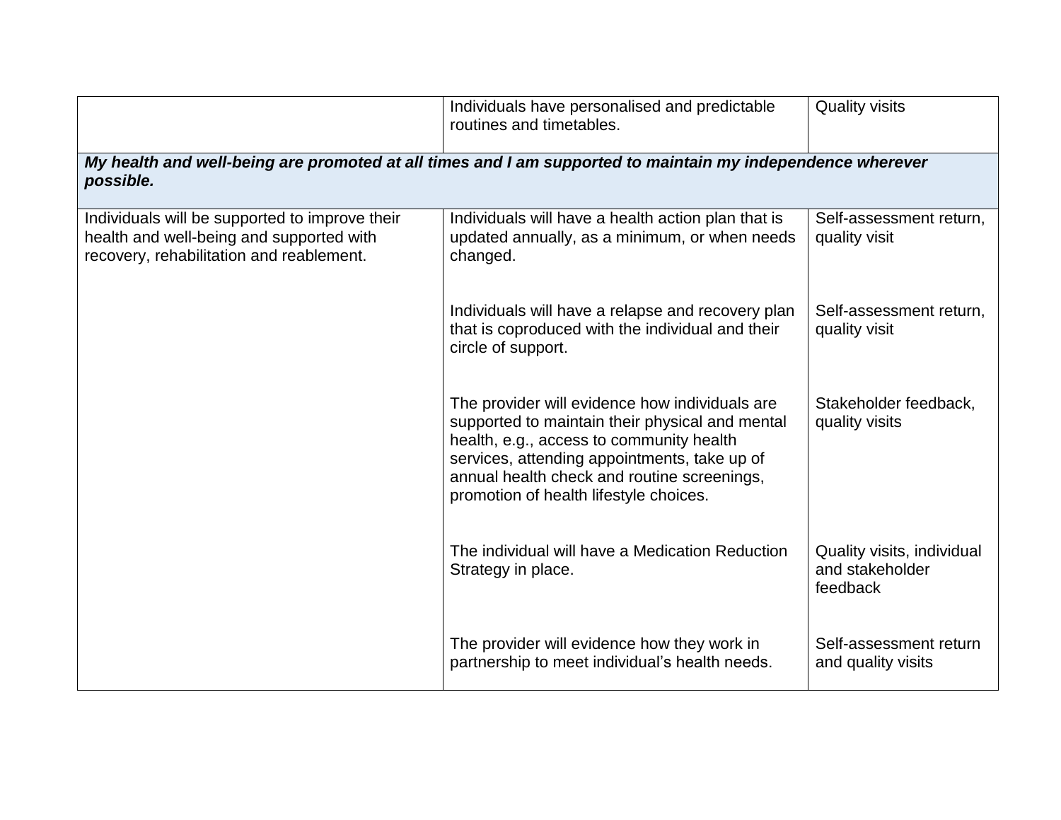| | | |
|---|---|---|
| | Individuals have personalised and predictable routines and timetables. | Quality visits |
| ***My health and well-being are promoted at all times and I am supported to maintain my independence wherever possible.*** | | |
| Individuals will be supported to improve their health and well-being and supported with recovery, rehabilitation and reablement. | Individuals will have a health action plan that is updated annually, as a minimum, or when needs changed. | Self-assessment return, quality visit |
| | Individuals will have a relapse and recovery plan that is coproduced with the individual and their circle of support. | Self-assessment return, quality visit |
| | The provider will evidence how individuals are supported to maintain their physical and mental health, e.g., access to community health services, attending appointments, take up of annual health check and routine screenings, promotion of health lifestyle choices. | Stakeholder feedback, quality visits |
| | The individual will have a Medication Reduction Strategy in place. | Quality visits, individual and stakeholder feedback |
| | The provider will evidence how they work in partnership to meet individual's health needs. | Self-assessment return and quality visits |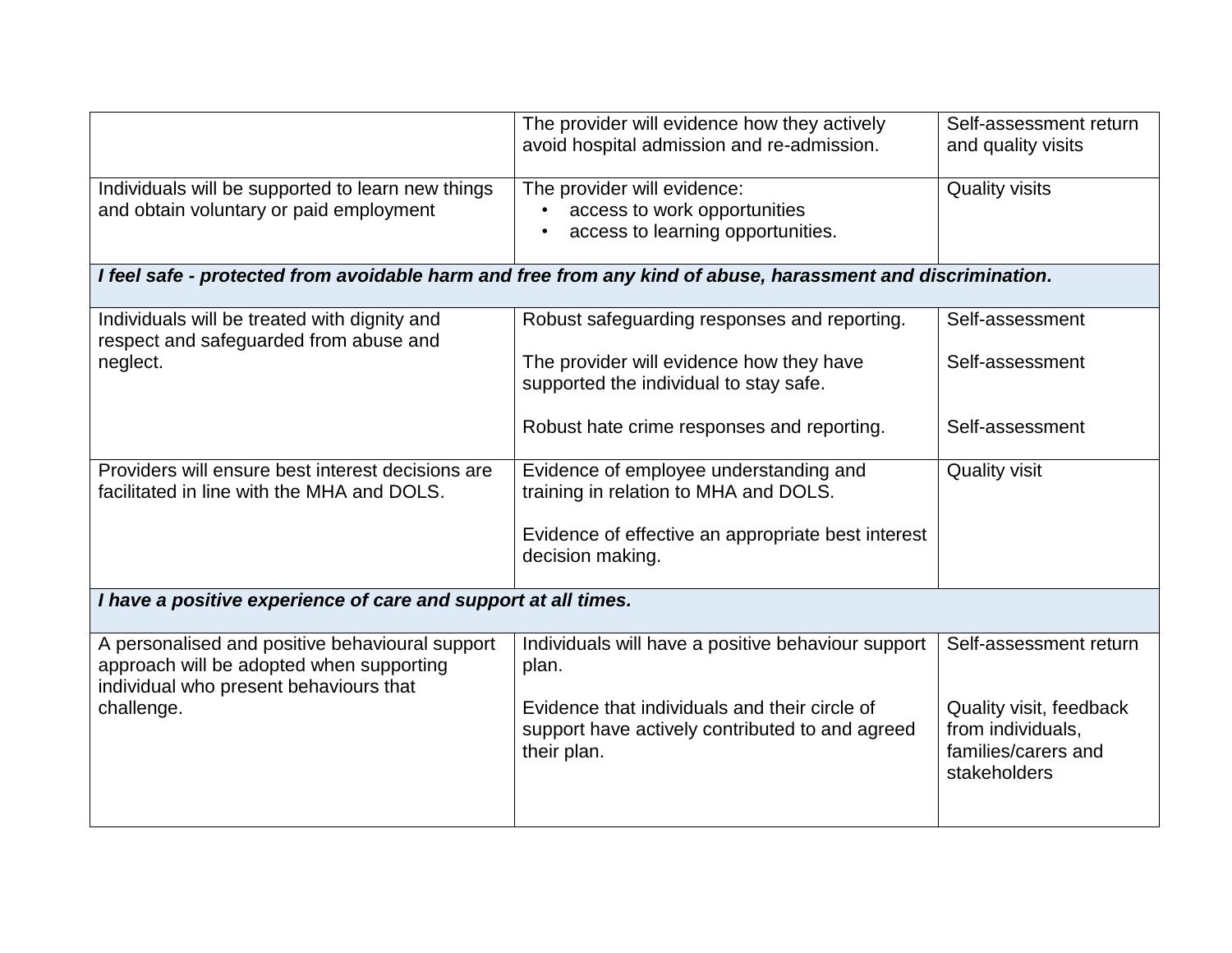| | | |
|---|---|---|
| | The provider will evidence how they actively avoid hospital admission and re-admission. | Self-assessment return and quality visits |
| Individuals will be supported to learn new things and obtain voluntary or paid employment | The provider will evidence:<br>• access to work opportunities<br>• access to learning opportunities. | Quality visits |
| ***I feel safe - protected from avoidable harm and free from any kind of abuse, harassment and discrimination.*** | | |
| Individuals will be treated with dignity and respect and safeguarded from abuse and neglect. | Robust safeguarding responses and reporting.<br><br>The provider will evidence how they have supported the individual to stay safe.<br><br>Robust hate crime responses and reporting. | Self-assessment<br><br>Self-assessment<br><br>Self-assessment |
| Providers will ensure best interest decisions are facilitated in line with the MHA and DOLS. | Evidence of employee understanding and training in relation to MHA and DOLS.<br><br>Evidence of effective an appropriate best interest decision making. | Quality visit |
| ***I have a positive experience of care and support at all times.*** | | |
| A personalised and positive behavioural support approach will be adopted when supporting individual who present behaviours that challenge. | Individuals will have a positive behaviour support plan.<br><br>Evidence that individuals and their circle of support have actively contributed to and agreed their plan. | Self-assessment return<br><br>Quality visit, feedback from individuals, families/carers and stakeholders |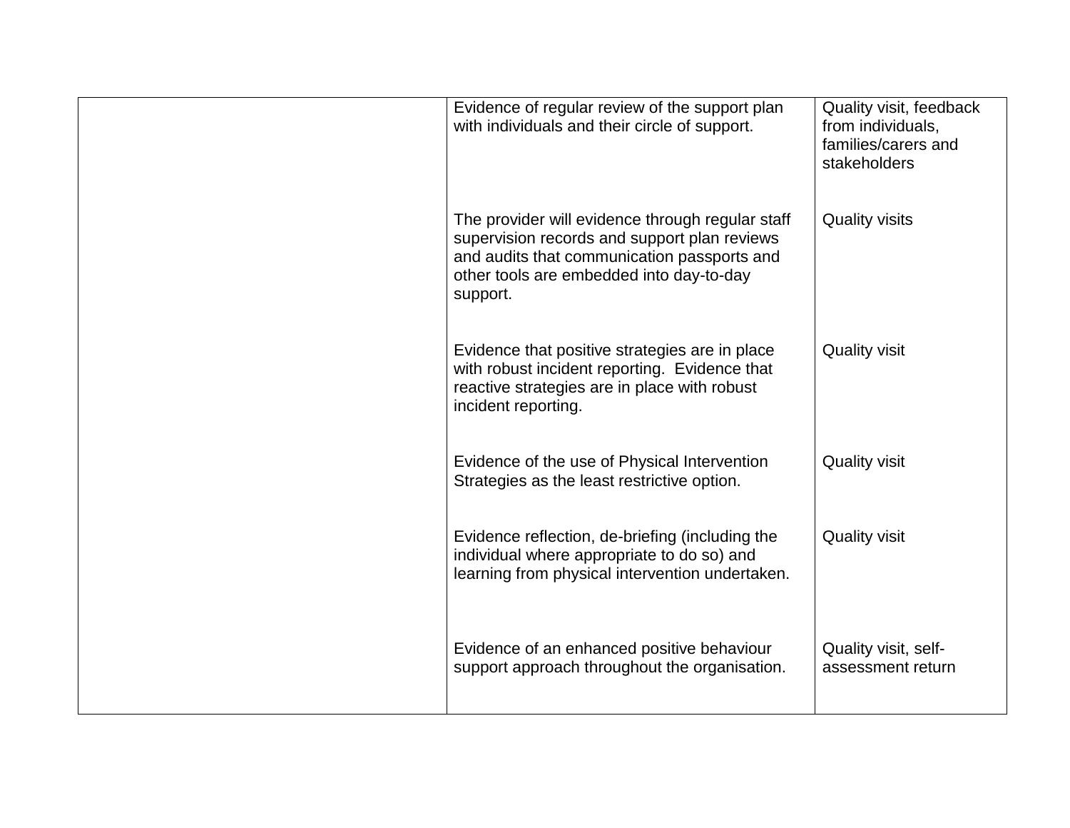| | | |
|---|---|---|
| | Evidence of regular review of the support plan with individuals and their circle of support. | Quality visit, feedback from individuals, families/carers and stakeholders |
| | The provider will evidence through regular staff supervision records and support plan reviews and audits that communication passports and other tools are embedded into day-to-day support. | Quality visits |
| | Evidence that positive strategies are in place with robust incident reporting. Evidence that reactive strategies are in place with robust incident reporting. | Quality visit |
| | Evidence of the use of Physical Intervention Strategies as the least restrictive option. | Quality visit |
| | Evidence reflection, de-briefing (including the individual where appropriate to do so) and learning from physical intervention undertaken. | Quality visit |
| | Evidence of an enhanced positive behaviour support approach throughout the organisation. | Quality visit, self-assessment return |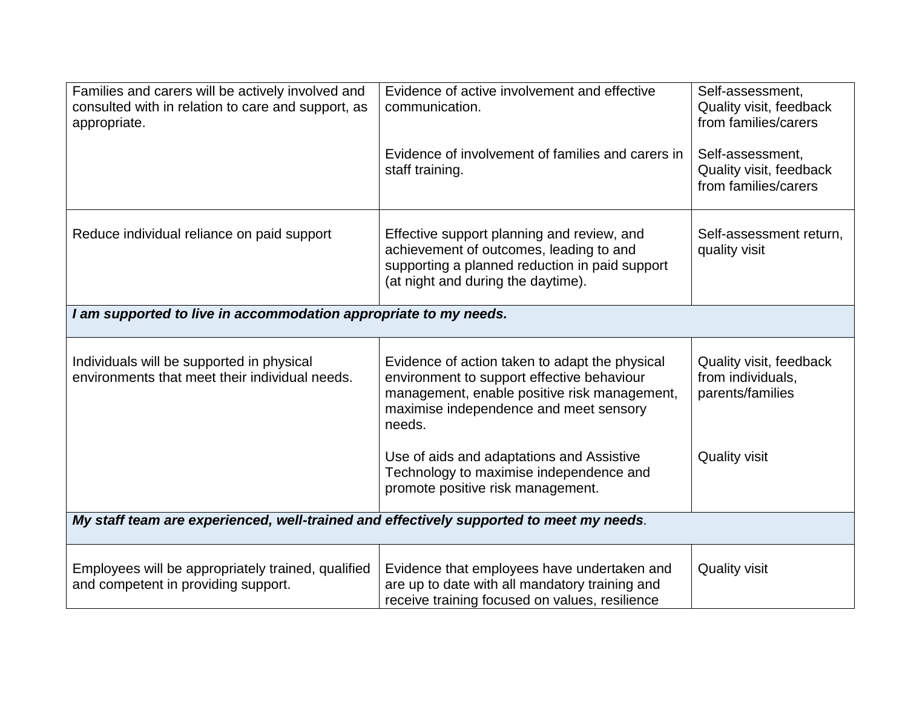| | | |
|---|---|---|
| Families and carers will be actively involved and consulted with in relation to care and support, as appropriate. | Evidence of active involvement and effective communication.<br><br>Evidence of involvement of families and carers in staff training. | Self-assessment, Quality visit, feedback from families/carers<br><br>Self-assessment, Quality visit, feedback from families/carers |
| Reduce individual reliance on paid support | Effective support planning and review, and achievement of outcomes, leading to and supporting a planned reduction in paid support (at night and during the daytime). | Self-assessment return, quality visit |
| ***I am supported to live in accommodation appropriate to my needs.*** | | |
| Individuals will be supported in physical environments that meet their individual needs. | Evidence of action taken to adapt the physical environment to support effective behaviour management, enable positive risk management, maximise independence and meet sensory needs.<br><br>Use of aids and adaptations and Assistive Technology to maximise independence and promote positive risk management. | Quality visit, feedback from individuals, parents/families<br><br>Quality visit |
| ***My staff team are experienced, well-trained and effectively supported to meet my needs.*** | | |
| Employees will be appropriately trained, qualified and competent in providing support. | Evidence that employees have undertaken and are up to date with all mandatory training and receive training focused on values, resilience | Quality visit |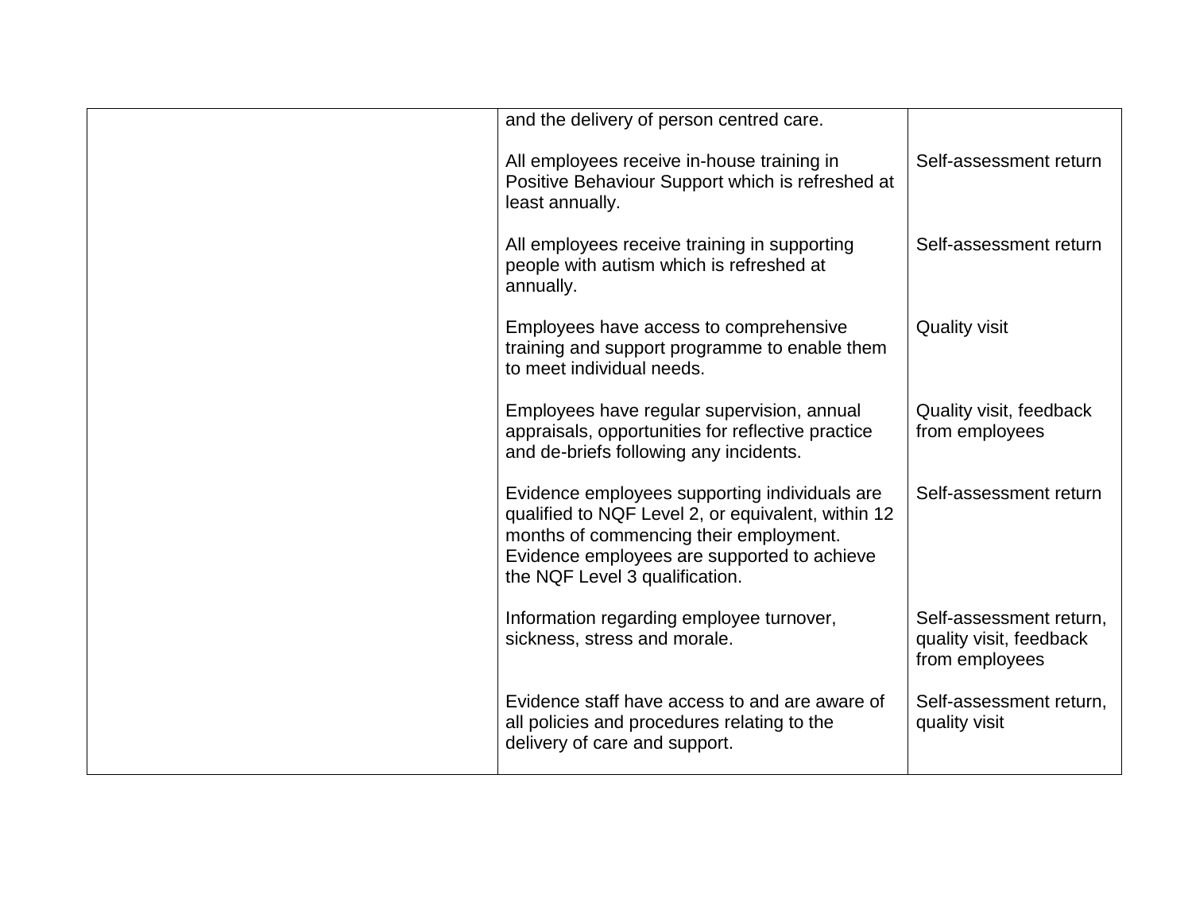| | | |
|---|---|---|
| | and the delivery of person centred care. | |
| | All employees receive in-house training in Positive Behaviour Support which is refreshed at least annually. | Self-assessment return |
| | All employees receive training in supporting people with autism which is refreshed at annually. | Self-assessment return |
| | Employees have access to comprehensive training and support programme to enable them to meet individual needs. | Quality visit |
| | Employees have regular supervision, annual appraisals, opportunities for reflective practice and de-briefs following any incidents. | Quality visit, feedback from employees |
| | Evidence employees supporting individuals are qualified to NQF Level 2, or equivalent, within 12 months of commencing their employment. Evidence employees are supported to achieve the NQF Level 3 qualification. | Self-assessment return |
| | Information regarding employee turnover, sickness, stress and morale. | Self-assessment return, quality visit, feedback from employees |
| | Evidence staff have access to and are aware of all policies and procedures relating to the delivery of care and support. | Self-assessment return, quality visit |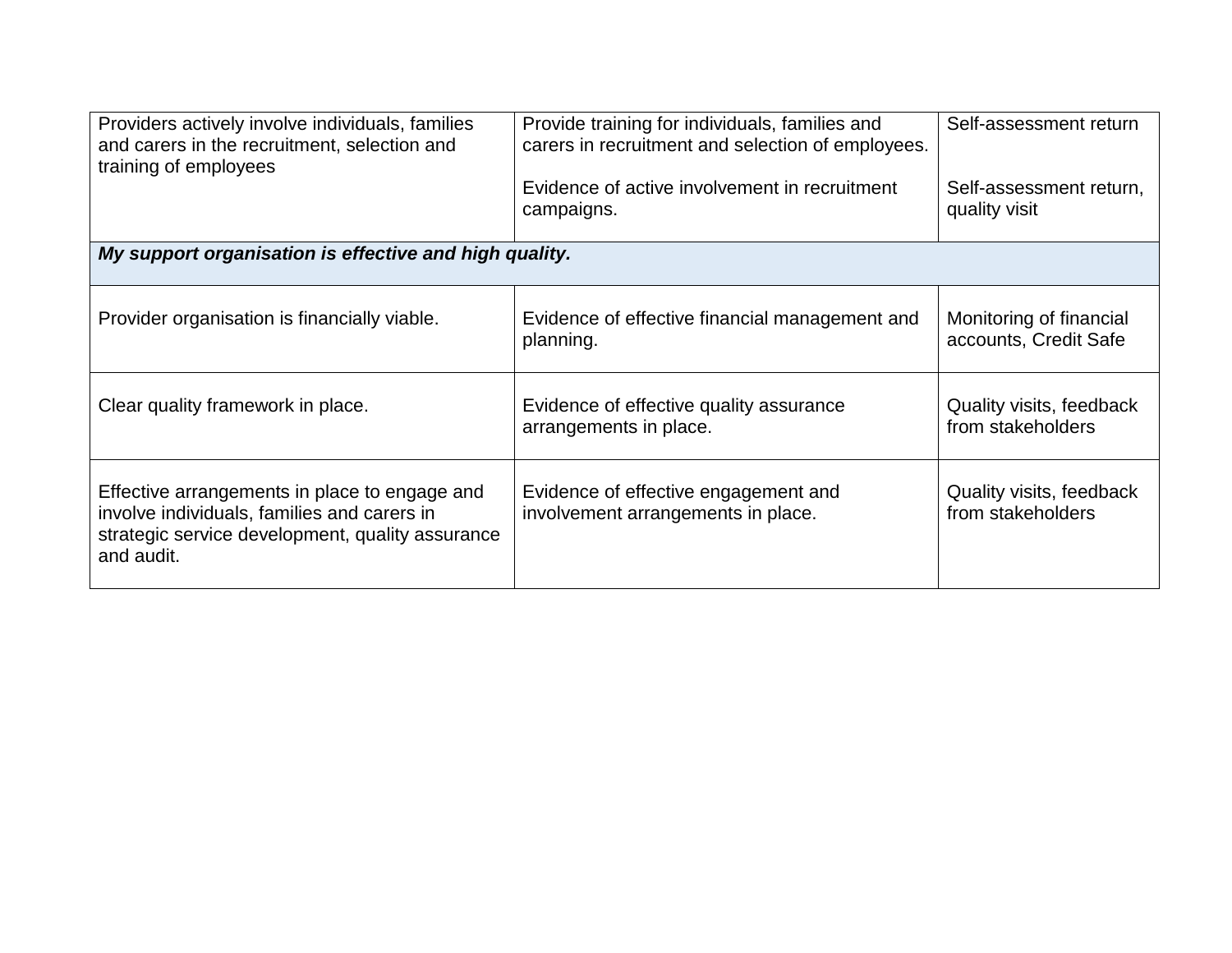| | | |
|---|---|---|
| Providers actively involve individuals, families and carers in the recruitment, selection and training of employees | Provide training for individuals, families and carers in recruitment and selection of employees.<br><br>Evidence of active involvement in recruitment campaigns. | Self-assessment return<br><br>Self-assessment return, quality visit |
| ***My support organisation is effective and high quality.*** | | |
| Provider organisation is financially viable. | Evidence of effective financial management and planning. | Monitoring of financial accounts, Credit Safe |
| Clear quality framework in place. | Evidence of effective quality assurance arrangements in place. | Quality visits, feedback from stakeholders |
| Effective arrangements in place to engage and involve individuals, families and carers in strategic service development, quality assurance and audit. | Evidence of effective engagement and involvement arrangements in place. | Quality visits, feedback from stakeholders |